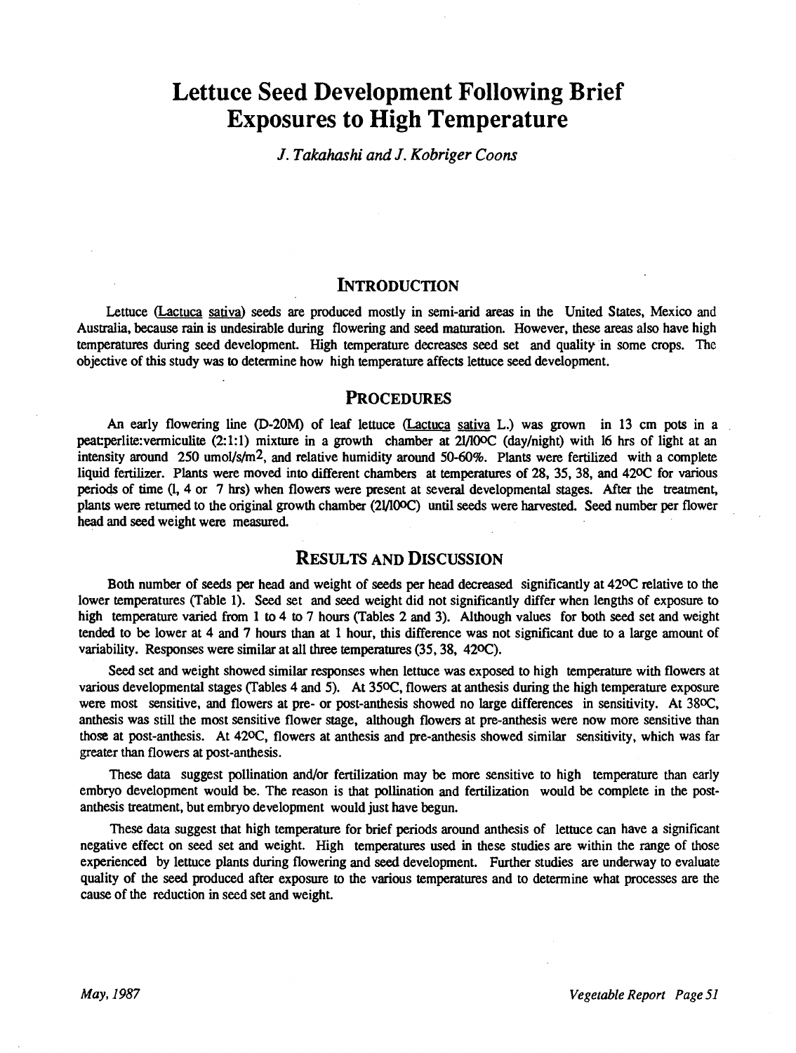# Lettuce Seed Development Following Brief Exposures to High Temperature

*J. Takahashi and J. Kobriger Coons*

## Introduction

Lettuce (Lactuca sativa) seeds are produced mostly in semi-arid areas in the United States, Mexico and Australia, because rain is undesirable during flowering and seed maturation. However, these areas also have high temperatures during seed development. High temperature decreases seed set and quality in some crops. The objective of this study was to determine how high temperature affects lettuce seed development.

## Procedures

An early flowering line (D-20M) of leaf lettuce (Lactuca sativa L.) was grown in 13 cm pots in a peat:perlite:vermiculite (2:1:1) mixture in a growth chamber at 21/10oC (day/night) with 16 hrs of light at an intensity around 250 umol/s/m$^2$, and relative humidity around 50-60%. Plants were fertilized with a complete liquid fertilizer. Plants were moved into different chambers at temperatures of 28, 35, 38, and 42oC for various periods of time (1, 4 or 7 hrs) when flowers were present at several developmental stages. After the treatment, plants were returned to the original growth chamber (21/10oC) until seeds were harvested. Seed number per flower head and seed weight were measured.

## Results and Discussion

Both number of seeds per head and weight of seeds per head decreased significantly at 42oC relative to the lower temperatures (Table 1). Seed set and seed weight did not significantly differ when lengths of exposure to high temperature varied from 1 to 4 to 7 hours (Tables 2 and 3). Although values for both seed set and weight tended to be lower at 4 and 7 hours than at 1 hour, this difference was not significant due to a large amount of variability. Responses were similar at all three temperatures (35, 38, 42oC).

Seed set and weight showed similar responses when lettuce was exposed to high temperature with flowers at various developmental stages (Tables 4 and 5). At 35oC, flowers at anthesis during the high temperature exposure were most sensitive, and flowers at pre- or post-anthesis showed no large differences in sensitivity. At 38oC, anthesis was still the most sensitive flower stage, although flowers at pre-anthesis were now more sensitive than those at post-anthesis. At 42oC, flowers at anthesis and pre-anthesis showed similar sensitivity, which was far greater than flowers at post-anthesis.

These data suggest pollination and/or fertilization may be more sensitive to high temperature than early embryo development would be. The reason is that pollination and fertilization would be complete in the post-anthesis treatment, but embryo development would just have begun.

These data suggest that high temperature for brief periods around anthesis of lettuce can have a significant negative effect on seed set and weight. High temperatures used in these studies are within the range of those experienced by lettuce plants during flowering and seed development. Further studies are underway to evaluate quality of the seed produced after exposure to the various temperatures and to determine what processes are the cause of the reduction in seed set and weight.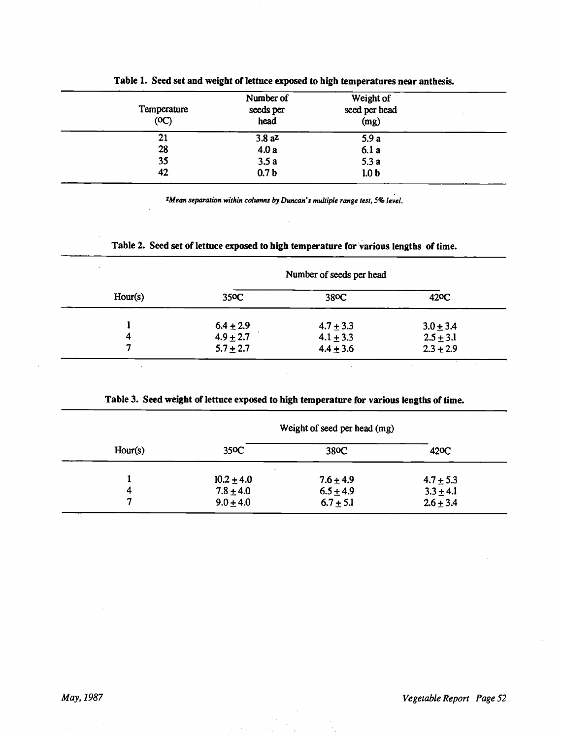**Table 1. Seed set and weight of lettuce exposed to high temperatures near anthesis.**

| Temperature (°C) | Number of seeds per head | Weight of seed per head (mg) |
|---|---|---|
| 21 | 3.8 a[z] | 5.9 a |
| 28 | 4.0 a | 6.1 a |
| 35 | 3.5 a | 5.3 a |
| 42 | 0.7 b | 1.0 b |

*[z]Mean separation within columns by Duncan's multiple range test, 5% level.*

**Table 2. Seed set of lettuce exposed to high temperature for various lengths of time.**

| | Number of seeds per head | | |
|---|---|---|---|
| Hour(s) | 35°C | 38°C | 42°C |
| 1 | 6.4 ± 2.9 | 4.7 ± 3.3 | 3.0 ± 3.4 |
| 4 | 4.9 ± 2.7 | 4.1 ± 3.3 | 2.5 ± 3.1 |
| 7 | 5.7 ± 2.7 | 4.4 ± 3.6 | 2.3 ± 2.9 |

**Table 3. Seed weight of lettuce exposed to high temperature for various lengths of time.**

| | Weight of seed per head (mg) | | |
|---|---|---|---|
| Hour(s) | 35°C | 38°C | 42°C |
| 1 | 10.2 ± 4.0 | 7.6 ± 4.9 | 4.7 ± 5.3 |
| 4 | 7.8 ± 4.0 | 6.5 ± 4.9 | 3.3 ± 4.1 |
| 7 | 9.0 ± 4.0 | 6.7 ± 5.1 | 2.6 ± 3.4 |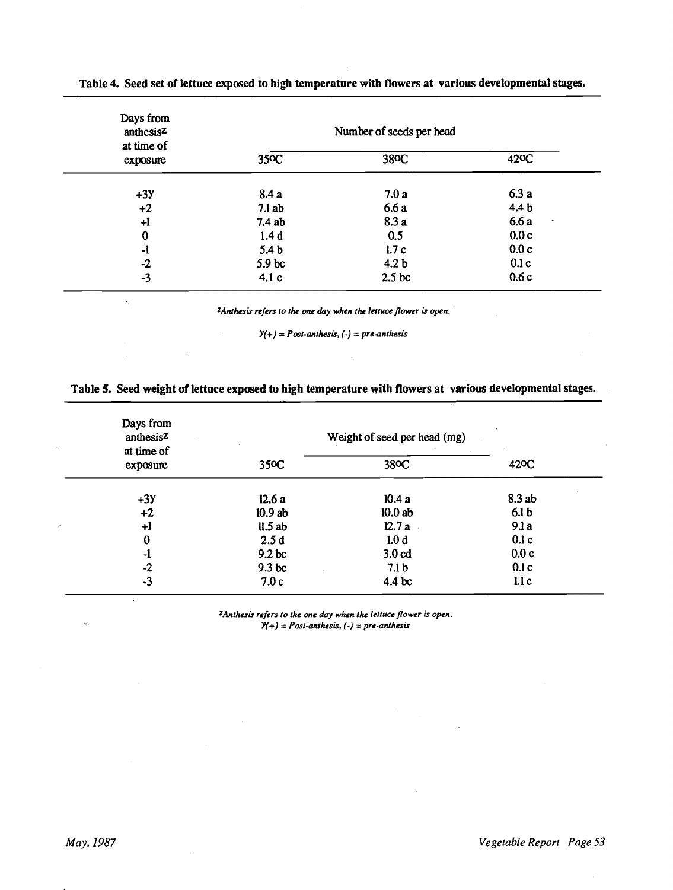**Table 4. Seed set of lettuce exposed to high temperature with flowers at various developmental stages.**

| Days from anthesis[z] at time of exposure | Number of seeds per head | | |
|---|---|---|---|
| | 35°C | 38°C | 42°C |
| +3[y] | 8.4 a | 7.0 a | 6.3 a |
| +2 | 7.1 ab | 6.6 a | 4.4 b |
| +1 | 7.4 ab | 8.3 a | 6.6 a |
| 0 | 1.4 d | 0.5 | 0.0 c |
| -1 | 5.4 b | 1.7 c | 0.0 c |
| -2 | 5.9 bc | 4.2 b | 0.1 c |
| -3 | 4.1 c | 2.5 bc | 0.6 c |

*[z]Anthesis refers to the one day when the lettuce flower is open.*

*[y](+) = Post-anthesis, (-) = pre-anthesis*

**Table 5. Seed weight of lettuce exposed to high temperature with flowers at various developmental stages.**

| Days from anthesis[z] at time of exposure | Weight of seed per head (mg) | | |
|---|---|---|---|
| | 35°C | 38°C | 42°C |
| +3[y] | 12.6 a | 10.4 a | 8.3 ab |
| +2 | 10.9 ab | 10.0 ab | 6.1 b |
| +1 | 11.5 ab | 12.7 a | 9.1 a |
| 0 | 2.5 d | 1.0 d | 0.1 c |
| -1 | 9.2 bc | 3.0 cd | 0.0 c |
| -2 | 9.3 bc | 7.1 b | 0.1 c |
| -3 | 7.0 c | 4.4 bc | 1.1 c |

*[z]Anthesis refers to the one day when the lettuce flower is open.*

*[y](+) = Post-anthesis, (-) = pre-anthesis*